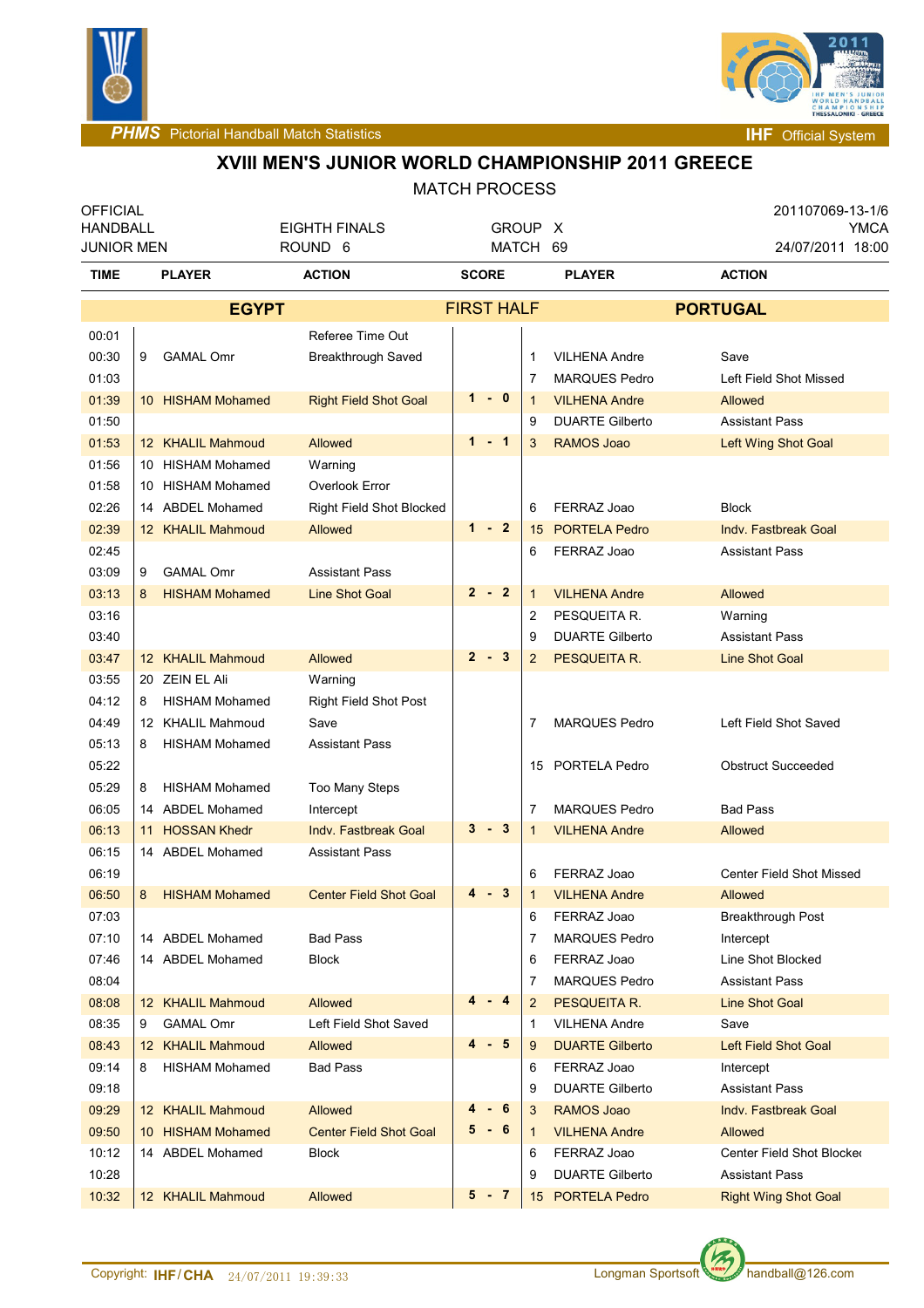PHMS Pictorial Handball Match Statistics — IHF Official System

# XVIII MEN'S JUNIOR WORLD CHAMPIONSHIP 2011 GREECE

MATCH PROCESS

| OFFICIAL | | | 201107069-13-1/6 |
|---|---|---|---|
| HANDBALL | EIGHTH FINALS | GROUP X | YMCA |
| JUNIOR MEN | ROUND 6 | MATCH 69 | 24/07/2011 18:00 |

| TIME | | PLAYER | ACTION | SCORE | | PLAYER | ACTION |
|---|---|---|---|---|---|---|---|
| | | **EGYPT** | | **FIRST HALF** | | **PORTUGAL** | |
| 00:01 | | | Referee Time Out | | | | |
| 00:30 | 9 | GAMAL Omr | Breakthrough Saved | | 1 | VILHENA Andre | Save |
| 01:03 | | | | | 7 | MARQUES Pedro | Left Field Shot Missed |
| 01:39 | 10 | HISHAM Mohamed | Right Field Shot Goal | 1 - 0 | 1 | VILHENA Andre | Allowed |
| 01:50 | | | | | 9 | DUARTE Gilberto | Assistant Pass |
| 01:53 | 12 | KHALIL Mahmoud | Allowed | 1 - 1 | 3 | RAMOS Joao | Left Wing Shot Goal |
| 01:56 | 10 | HISHAM Mohamed | Warning | | | | |
| 01:58 | 10 | HISHAM Mohamed | Overlook Error | | | | |
| 02:26 | 14 | ABDEL Mohamed | Right Field Shot Blocked | | 6 | FERRAZ Joao | Block |
| 02:39 | 12 | KHALIL Mahmoud | Allowed | 1 - 2 | 15 | PORTELA Pedro | Indv. Fastbreak Goal |
| 02:45 | | | | | 6 | FERRAZ Joao | Assistant Pass |
| 03:09 | 9 | GAMAL Omr | Assistant Pass | | | | |
| 03:13 | 8 | HISHAM Mohamed | Line Shot Goal | 2 - 2 | 1 | VILHENA Andre | Allowed |
| 03:16 | | | | | 2 | PESQUEITA R. | Warning |
| 03:40 | | | | | 9 | DUARTE Gilberto | Assistant Pass |
| 03:47 | 12 | KHALIL Mahmoud | Allowed | 2 - 3 | 2 | PESQUEITA R. | Line Shot Goal |
| 03:55 | 20 | ZEIN EL Ali | Warning | | | | |
| 04:12 | 8 | HISHAM Mohamed | Right Field Shot Post | | | | |
| 04:49 | 12 | KHALIL Mahmoud | Save | | 7 | MARQUES Pedro | Left Field Shot Saved |
| 05:13 | 8 | HISHAM Mohamed | Assistant Pass | | | | |
| 05:22 | | | | | 15 | PORTELA Pedro | Obstruct Succeeded |
| 05:29 | 8 | HISHAM Mohamed | Too Many Steps | | | | |
| 06:05 | 14 | ABDEL Mohamed | Intercept | | 7 | MARQUES Pedro | Bad Pass |
| 06:13 | 11 | HOSSAN Khedr | Indv. Fastbreak Goal | 3 - 3 | 1 | VILHENA Andre | Allowed |
| 06:15 | 14 | ABDEL Mohamed | Assistant Pass | | | | |
| 06:19 | | | | | 6 | FERRAZ Joao | Center Field Shot Missed |
| 06:50 | 8 | HISHAM Mohamed | Center Field Shot Goal | 4 - 3 | 1 | VILHENA Andre | Allowed |
| 07:03 | | | | | 6 | FERRAZ Joao | Breakthrough Post |
| 07:10 | 14 | ABDEL Mohamed | Bad Pass | | 7 | MARQUES Pedro | Intercept |
| 07:46 | 14 | ABDEL Mohamed | Block | | 6 | FERRAZ Joao | Line Shot Blocked |
| 08:04 | | | | | 7 | MARQUES Pedro | Assistant Pass |
| 08:08 | 12 | KHALIL Mahmoud | Allowed | 4 - 4 | 2 | PESQUEITA R. | Line Shot Goal |
| 08:35 | 9 | GAMAL Omr | Left Field Shot Saved | | 1 | VILHENA Andre | Save |
| 08:43 | 12 | KHALIL Mahmoud | Allowed | 4 - 5 | 9 | DUARTE Gilberto | Left Field Shot Goal |
| 09:14 | 8 | HISHAM Mohamed | Bad Pass | | 6 | FERRAZ Joao | Intercept |
| 09:18 | | | | | 9 | DUARTE Gilberto | Assistant Pass |
| 09:29 | 12 | KHALIL Mahmoud | Allowed | 4 - 6 | 3 | RAMOS Joao | Indv. Fastbreak Goal |
| 09:50 | 10 | HISHAM Mohamed | Center Field Shot Goal | 5 - 6 | 1 | VILHENA Andre | Allowed |
| 10:12 | 14 | ABDEL Mohamed | Block | | 6 | FERRAZ Joao | Center Field Shot Blocked |
| 10:28 | | | | | 9 | DUARTE Gilberto | Assistant Pass |
| 10:32 | 12 | KHALIL Mahmoud | Allowed | 5 - 7 | 15 | PORTELA Pedro | Right Wing Shot Goal |

Copyright: IHF/CHA 24/07/2011 19:39:33 — Longman Sportsoft handball@126.com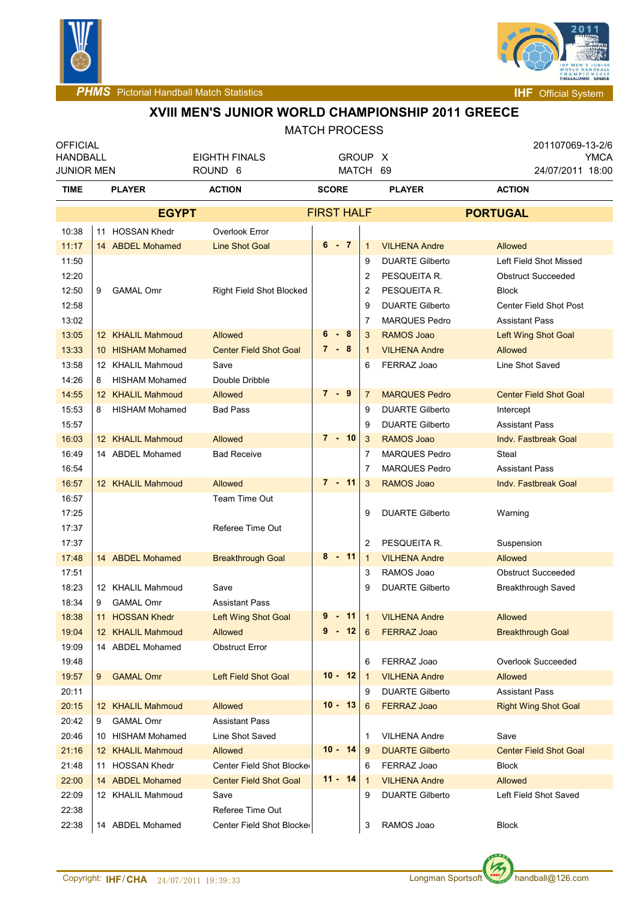# XVIII MEN'S JUNIOR WORLD CHAMPIONSHIP 2011 GREECE

MATCH PROCESS

| | | | |
|---|---|---|---|
| OFFICIAL | | | 201107069-13-2/6 |
| HANDBALL | EIGHTH FINALS | GROUP X | YMCA |
| JUNIOR MEN | ROUND 6 | MATCH 69 | 24/07/2011 18:00 |

| TIME | | PLAYER | ACTION | SCORE | | PLAYER | ACTION |
|---|---|---|---|---|---|---|---|
| | | **EGYPT** | | **FIRST HALF** | | **PORTUGAL** | |
| 10:38 | 11 | HOSSAN Khedr | Overlook Error | | | | |
| 11:17 | 14 | ABDEL Mohamed | Line Shot Goal | 6 - 7 | 1 | VILHENA Andre | Allowed |
| 11:50 | | | | | 9 | DUARTE Gilberto | Left Field Shot Missed |
| 12:20 | | | | | 2 | PESQUEITA R. | Obstruct Succeeded |
| 12:50 | 9 | GAMAL Omr | Right Field Shot Blocked | | 2 | PESQUEITA R. | Block |
| 12:58 | | | | | 9 | DUARTE Gilberto | Center Field Shot Post |
| 13:02 | | | | | 7 | MARQUES Pedro | Assistant Pass |
| 13:05 | 12 | KHALIL Mahmoud | Allowed | 6 - 8 | 3 | RAMOS Joao | Left Wing Shot Goal |
| 13:33 | 10 | HISHAM Mohamed | Center Field Shot Goal | 7 - 8 | 1 | VILHENA Andre | Allowed |
| 13:58 | 12 | KHALIL Mahmoud | Save | | 6 | FERRAZ Joao | Line Shot Saved |
| 14:26 | 8 | HISHAM Mohamed | Double Dribble | | | | |
| 14:55 | 12 | KHALIL Mahmoud | Allowed | 7 - 9 | 7 | MARQUES Pedro | Center Field Shot Goal |
| 15:53 | 8 | HISHAM Mohamed | Bad Pass | | 9 | DUARTE Gilberto | Intercept |
| 15:57 | | | | | 9 | DUARTE Gilberto | Assistant Pass |
| 16:03 | 12 | KHALIL Mahmoud | Allowed | 7 - 10 | 3 | RAMOS Joao | Indv. Fastbreak Goal |
| 16:49 | 14 | ABDEL Mohamed | Bad Receive | | 7 | MARQUES Pedro | Steal |
| 16:54 | | | | | 7 | MARQUES Pedro | Assistant Pass |
| 16:57 | 12 | KHALIL Mahmoud | Allowed | 7 - 11 | 3 | RAMOS Joao | Indv. Fastbreak Goal |
| 16:57 | | | Team Time Out | | | | |
| 17:25 | | | | | 9 | DUARTE Gilberto | Warning |
| 17:37 | | | Referee Time Out | | | | |
| 17:37 | | | | | 2 | PESQUEITA R. | Suspension |
| 17:48 | 14 | ABDEL Mohamed | Breakthrough Goal | 8 - 11 | 1 | VILHENA Andre | Allowed |
| 17:51 | | | | | 3 | RAMOS Joao | Obstruct Succeeded |
| 18:23 | 12 | KHALIL Mahmoud | Save | | 9 | DUARTE Gilberto | Breakthrough Saved |
| 18:34 | 9 | GAMAL Omr | Assistant Pass | | | | |
| 18:38 | 11 | HOSSAN Khedr | Left Wing Shot Goal | 9 - 11 | 1 | VILHENA Andre | Allowed |
| 19:04 | 12 | KHALIL Mahmoud | Allowed | 9 - 12 | 6 | FERRAZ Joao | Breakthrough Goal |
| 19:09 | 14 | ABDEL Mohamed | Obstruct Error | | | | |
| 19:48 | | | | | 6 | FERRAZ Joao | Overlook Succeeded |
| 19:57 | 9 | GAMAL Omr | Left Field Shot Goal | 10 - 12 | 1 | VILHENA Andre | Allowed |
| 20:11 | | | | | 9 | DUARTE Gilberto | Assistant Pass |
| 20:15 | 12 | KHALIL Mahmoud | Allowed | 10 - 13 | 6 | FERRAZ Joao | Right Wing Shot Goal |
| 20:42 | 9 | GAMAL Omr | Assistant Pass | | | | |
| 20:46 | 10 | HISHAM Mohamed | Line Shot Saved | | 1 | VILHENA Andre | Save |
| 21:16 | 12 | KHALIL Mahmoud | Allowed | 10 - 14 | 9 | DUARTE Gilberto | Center Field Shot Goal |
| 21:48 | 11 | HOSSAN Khedr | Center Field Shot Blocked | | 6 | FERRAZ Joao | Block |
| 22:00 | 14 | ABDEL Mohamed | Center Field Shot Goal | 11 - 14 | 1 | VILHENA Andre | Allowed |
| 22:09 | 12 | KHALIL Mahmoud | Save | | 9 | DUARTE Gilberto | Left Field Shot Saved |
| 22:38 | | | Referee Time Out | | | | |
| 22:38 | 14 | ABDEL Mohamed | Center Field Shot Blocked | | 3 | RAMOS Joao | Block |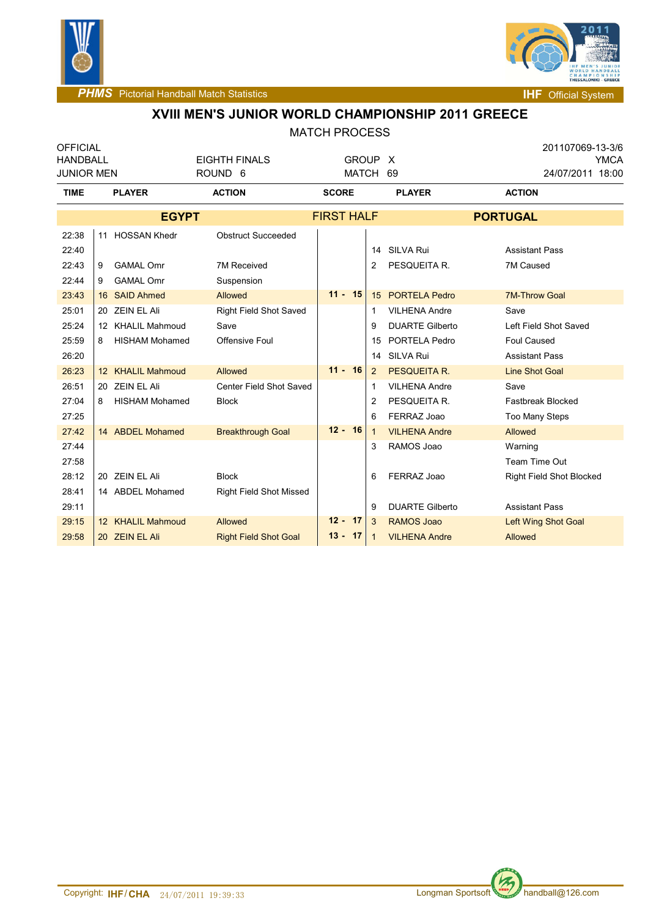## XVIII MEN'S JUNIOR WORLD CHAMPIONSHIP 2011 GREECE

MATCH PROCESS

| OFFICIAL | | | 201107069-13-3/6 |
|---|---|---|---|
| HANDBALL | EIGHTH FINALS | GROUP X | YMCA |
| JUNIOR MEN | ROUND 6 | MATCH 69 | 24/07/2011 18:00 |

| TIME | PLAYER | ACTION | SCORE | PLAYER | ACTION |
|---|---|---|---|---|---|
| | **EGYPT** | | **FIRST HALF** | | **PORTUGAL** |
| 22:38 | 11 HOSSAN Khedr | Obstruct Succeeded | | | |
| 22:40 | | | | 14 SILVA Rui | Assistant Pass |
| 22:43 | 9 GAMAL Omr | 7M Received | | 2 PESQUEITA R. | 7M Caused |
| 22:44 | 9 GAMAL Omr | Suspension | | | |
| 23:43 | 16 SAID Ahmed | Allowed | **11 - 15** | 15 PORTELA Pedro | 7M-Throw Goal |
| 25:01 | 20 ZEIN EL Ali | Right Field Shot Saved | | 1 VILHENA Andre | Save |
| 25:24 | 12 KHALIL Mahmoud | Save | | 9 DUARTE Gilberto | Left Field Shot Saved |
| 25:59 | 8 HISHAM Mohamed | Offensive Foul | | 15 PORTELA Pedro | Foul Caused |
| 26:20 | | | | 14 SILVA Rui | Assistant Pass |
| 26:23 | 12 KHALIL Mahmoud | Allowed | **11 - 16** | 2 PESQUEITA R. | Line Shot Goal |
| 26:51 | 20 ZEIN EL Ali | Center Field Shot Saved | | 1 VILHENA Andre | Save |
| 27:04 | 8 HISHAM Mohamed | Block | | 2 PESQUEITA R. | Fastbreak Blocked |
| 27:25 | | | | 6 FERRAZ Joao | Too Many Steps |
| 27:42 | 14 ABDEL Mohamed | Breakthrough Goal | **12 - 16** | 1 VILHENA Andre | Allowed |
| 27:44 | | | | 3 RAMOS Joao | Warning |
| 27:58 | | | | | Team Time Out |
| 28:12 | 20 ZEIN EL Ali | Block | | 6 FERRAZ Joao | Right Field Shot Blocked |
| 28:41 | 14 ABDEL Mohamed | Right Field Shot Missed | | | |
| 29:11 | | | | 9 DUARTE Gilberto | Assistant Pass |
| 29:15 | 12 KHALIL Mahmoud | Allowed | **12 - 17** | 3 RAMOS Joao | Left Wing Shot Goal |
| 29:58 | 20 ZEIN EL Ali | Right Field Shot Goal | **13 - 17** | 1 VILHENA Andre | Allowed |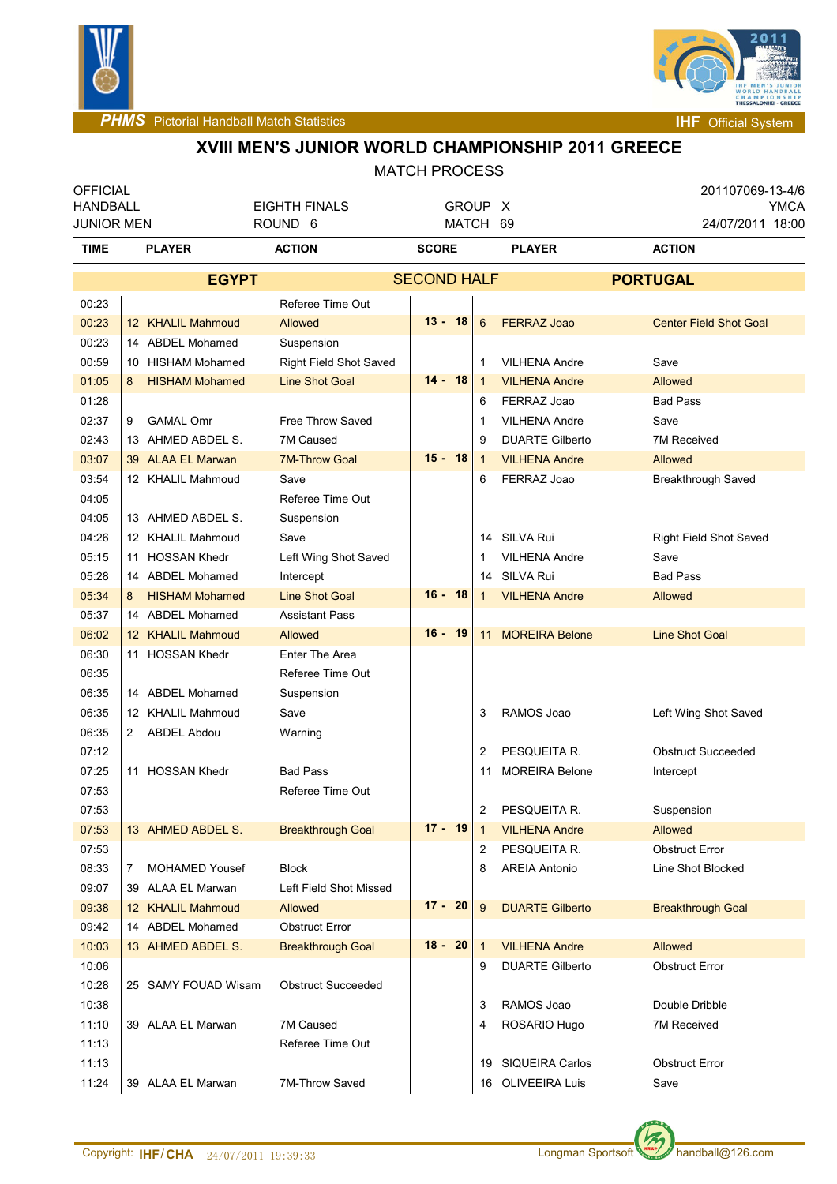PHMS Pictorial Handball Match Statistics — IHF Official System

# XVIII MEN'S JUNIOR WORLD CHAMPIONSHIP 2011 GREECE

MATCH PROCESS

| OFFICIAL | | | 201107069-13-4/6 |
|---|---|---|---|
| HANDBALL | EIGHTH FINALS | GROUP X | YMCA |
| JUNIOR MEN | ROUND 6 | MATCH 69 | 24/07/2011 18:00 |

## EGYPT — SECOND HALF — PORTUGAL

| TIME | No | PLAYER | ACTION | SCORE | No | PLAYER | ACTION |
|---|---|---|---|---|---|---|---|
| 00:23 | | | Referee Time Out | | | | |
| 00:23 | 12 | KHALIL Mahmoud | Allowed | 13 - 18 | 6 | FERRAZ Joao | Center Field Shot Goal |
| 00:23 | 14 | ABDEL Mohamed | Suspension | | | | |
| 00:59 | 10 | HISHAM Mohamed | Right Field Shot Saved | | 1 | VILHENA Andre | Save |
| 01:05 | 8 | HISHAM Mohamed | Line Shot Goal | 14 - 18 | 1 | VILHENA Andre | Allowed |
| 01:28 | | | | | 6 | FERRAZ Joao | Bad Pass |
| 02:37 | 9 | GAMAL Omr | Free Throw Saved | | 1 | VILHENA Andre | Save |
| 02:43 | 13 | AHMED ABDEL S. | 7M Caused | | 9 | DUARTE Gilberto | 7M Received |
| 03:07 | 39 | ALAA EL Marwan | 7M-Throw Goal | 15 - 18 | 1 | VILHENA Andre | Allowed |
| 03:54 | 12 | KHALIL Mahmoud | Save | | 6 | FERRAZ Joao | Breakthrough Saved |
| 04:05 | | | Referee Time Out | | | | |
| 04:05 | 13 | AHMED ABDEL S. | Suspension | | | | |
| 04:26 | 12 | KHALIL Mahmoud | Save | | 14 | SILVA Rui | Right Field Shot Saved |
| 05:15 | 11 | HOSSAN Khedr | Left Wing Shot Saved | | 1 | VILHENA Andre | Save |
| 05:28 | 14 | ABDEL Mohamed | Intercept | | 14 | SILVA Rui | Bad Pass |
| 05:34 | 8 | HISHAM Mohamed | Line Shot Goal | 16 - 18 | 1 | VILHENA Andre | Allowed |
| 05:37 | 14 | ABDEL Mohamed | Assistant Pass | | | | |
| 06:02 | 12 | KHALIL Mahmoud | Allowed | 16 - 19 | 11 | MOREIRA Belone | Line Shot Goal |
| 06:30 | 11 | HOSSAN Khedr | Enter The Area | | | | |
| 06:35 | | | Referee Time Out | | | | |
| 06:35 | 14 | ABDEL Mohamed | Suspension | | | | |
| 06:35 | 12 | KHALIL Mahmoud | Save | | 3 | RAMOS Joao | Left Wing Shot Saved |
| 06:35 | 2 | ABDEL Abdou | Warning | | | | |
| 07:12 | | | | | 2 | PESQUEITA R. | Obstruct Succeeded |
| 07:25 | 11 | HOSSAN Khedr | Bad Pass | | 11 | MOREIRA Belone | Intercept |
| 07:53 | | | Referee Time Out | | | | |
| 07:53 | | | | | 2 | PESQUEITA R. | Suspension |
| 07:53 | 13 | AHMED ABDEL S. | Breakthrough Goal | 17 - 19 | 1 | VILHENA Andre | Allowed |
| 07:53 | | | | | 2 | PESQUEITA R. | Obstruct Error |
| 08:33 | 7 | MOHAMED Yousef | Block | | 8 | AREIA Antonio | Line Shot Blocked |
| 09:07 | 39 | ALAA EL Marwan | Left Field Shot Missed | | | | |
| 09:38 | 12 | KHALIL Mahmoud | Allowed | 17 - 20 | 9 | DUARTE Gilberto | Breakthrough Goal |
| 09:42 | 14 | ABDEL Mohamed | Obstruct Error | | | | |
| 10:03 | 13 | AHMED ABDEL S. | Breakthrough Goal | 18 - 20 | 1 | VILHENA Andre | Allowed |
| 10:06 | | | | | 9 | DUARTE Gilberto | Obstruct Error |
| 10:28 | 25 | SAMY FOUAD Wisam | Obstruct Succeeded | | | | |
| 10:38 | | | | | 3 | RAMOS Joao | Double Dribble |
| 11:10 | 39 | ALAA EL Marwan | 7M Caused | | 4 | ROSARIO Hugo | 7M Received |
| 11:13 | | | Referee Time Out | | | | |
| 11:13 | | | | | 19 | SIQUEIRA Carlos | Obstruct Error |
| 11:24 | 39 | ALAA EL Marwan | 7M-Throw Saved | | 16 | OLIVEEIRA Luis | Save |

Copyright: IHF/CHA 24/07/2011 19:39:33 — Longman Sportsoft handball@126.com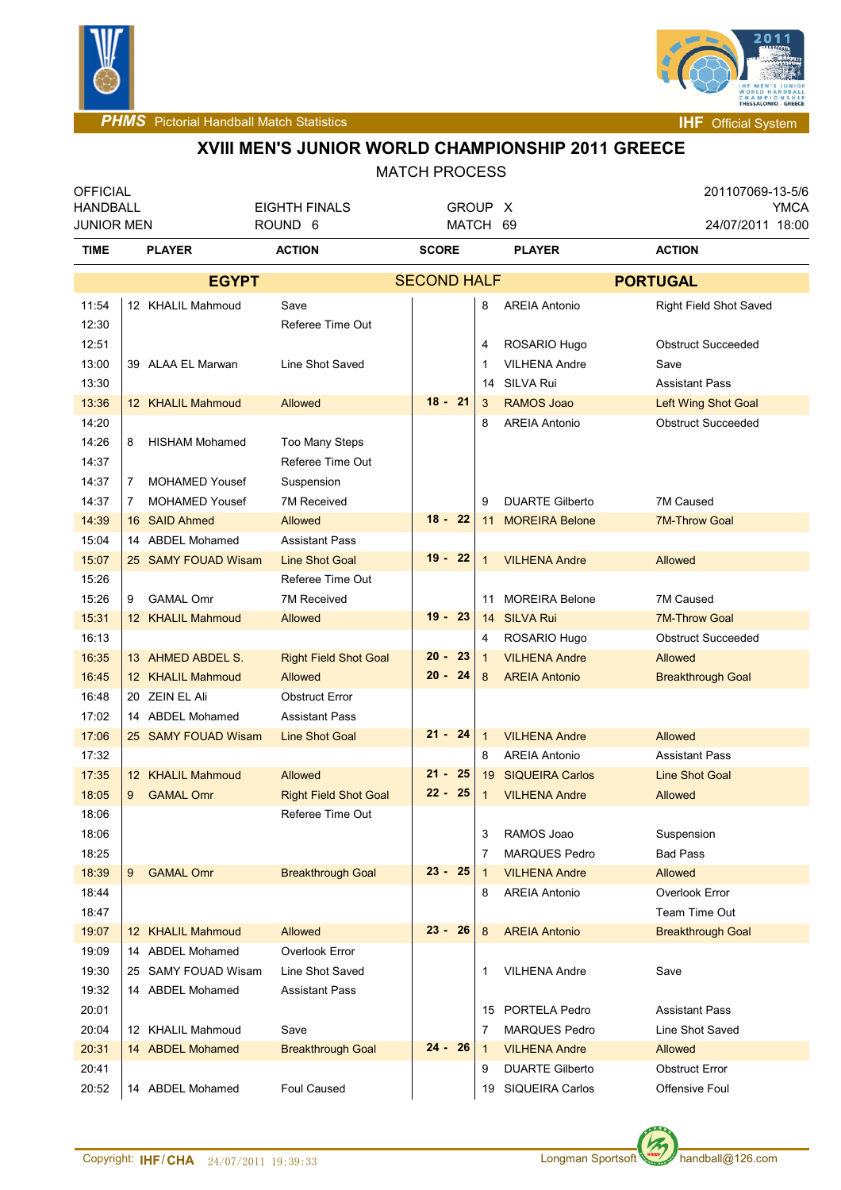# XVIII MEN'S JUNIOR WORLD CHAMPIONSHIP 2011 GREECE

MATCH PROCESS

| OFFICIAL | | | 201107069-13-5/6 |
|---|---|---|---|
| HANDBALL | EIGHTH FINALS | GROUP X | YMCA |
| JUNIOR MEN | ROUND 6 | MATCH 69 | 24/07/2011 18:00 |

| TIME | PLAYER | | ACTION | SCORE | PLAYER | | ACTION |
|---|---|---|---|---|---|---|---|
| | **EGYPT** | | | **SECOND HALF** | **PORTUGAL** | | |
| 11:54 | 12 | KHALIL Mahmoud | Save | | 8 | AREIA Antonio | Right Field Shot Saved |
| 12:30 | | | Referee Time Out | | | | |
| 12:51 | | | | | 4 | ROSARIO Hugo | Obstruct Succeeded |
| 13:00 | 39 | ALAA EL Marwan | Line Shot Saved | | 1 | VILHENA Andre | Save |
| 13:30 | | | | | 14 | SILVA Rui | Assistant Pass |
| 13:36 | 12 | KHALIL Mahmoud | Allowed | 18 - 21 | 3 | RAMOS Joao | Left Wing Shot Goal |
| 14:20 | | | | | 8 | AREIA Antonio | Obstruct Succeeded |
| 14:26 | 8 | HISHAM Mohamed | Too Many Steps | | | | |
| 14:37 | | | Referee Time Out | | | | |
| 14:37 | 7 | MOHAMED Yousef | Suspension | | | | |
| 14:37 | 7 | MOHAMED Yousef | 7M Received | | 9 | DUARTE Gilberto | 7M Caused |
| 14:39 | 16 | SAID Ahmed | Allowed | 18 - 22 | 11 | MOREIRA Belone | 7M-Throw Goal |
| 15:04 | 14 | ABDEL Mohamed | Assistant Pass | | | | |
| 15:07 | 25 | SAMY FOUAD Wisam | Line Shot Goal | 19 - 22 | 1 | VILHENA Andre | Allowed |
| 15:26 | | | Referee Time Out | | | | |
| 15:26 | 9 | GAMAL Omr | 7M Received | | 11 | MOREIRA Belone | 7M Caused |
| 15:31 | 12 | KHALIL Mahmoud | Allowed | 19 - 23 | 14 | SILVA Rui | 7M-Throw Goal |
| 16:13 | | | | | 4 | ROSARIO Hugo | Obstruct Succeeded |
| 16:35 | 13 | AHMED ABDEL S. | Right Field Shot Goal | 20 - 23 | 1 | VILHENA Andre | Allowed |
| 16:45 | 12 | KHALIL Mahmoud | Allowed | 20 - 24 | 8 | AREIA Antonio | Breakthrough Goal |
| 16:48 | 20 | ZEIN EL Ali | Obstruct Error | | | | |
| 17:02 | 14 | ABDEL Mohamed | Assistant Pass | | | | |
| 17:06 | 25 | SAMY FOUAD Wisam | Line Shot Goal | 21 - 24 | 1 | VILHENA Andre | Allowed |
| 17:32 | | | | | 8 | AREIA Antonio | Assistant Pass |
| 17:35 | 12 | KHALIL Mahmoud | Allowed | 21 - 25 | 19 | SIQUEIRA Carlos | Line Shot Goal |
| 18:05 | 9 | GAMAL Omr | Right Field Shot Goal | 22 - 25 | 1 | VILHENA Andre | Allowed |
| 18:06 | | | Referee Time Out | | | | |
| 18:06 | | | | | 3 | RAMOS Joao | Suspension |
| 18:25 | | | | | 7 | MARQUES Pedro | Bad Pass |
| 18:39 | 9 | GAMAL Omr | Breakthrough Goal | 23 - 25 | 1 | VILHENA Andre | Allowed |
| 18:44 | | | | | 8 | AREIA Antonio | Overlook Error |
| 18:47 | | | | | | | Team Time Out |
| 19:07 | 12 | KHALIL Mahmoud | Allowed | 23 - 26 | 8 | AREIA Antonio | Breakthrough Goal |
| 19:09 | 14 | ABDEL Mohamed | Overlook Error | | | | |
| 19:30 | 25 | SAMY FOUAD Wisam | Line Shot Saved | | 1 | VILHENA Andre | Save |
| 19:32 | 14 | ABDEL Mohamed | Assistant Pass | | | | |
| 20:01 | | | | | 15 | PORTELA Pedro | Assistant Pass |
| 20:04 | 12 | KHALIL Mahmoud | Save | | 7 | MARQUES Pedro | Line Shot Saved |
| 20:31 | 14 | ABDEL Mohamed | Breakthrough Goal | 24 - 26 | 1 | VILHENA Andre | Allowed |
| 20:41 | | | | | 9 | DUARTE Gilberto | Obstruct Error |
| 20:52 | 14 | ABDEL Mohamed | Foul Caused | | 19 | SIQUEIRA Carlos | Offensive Foul |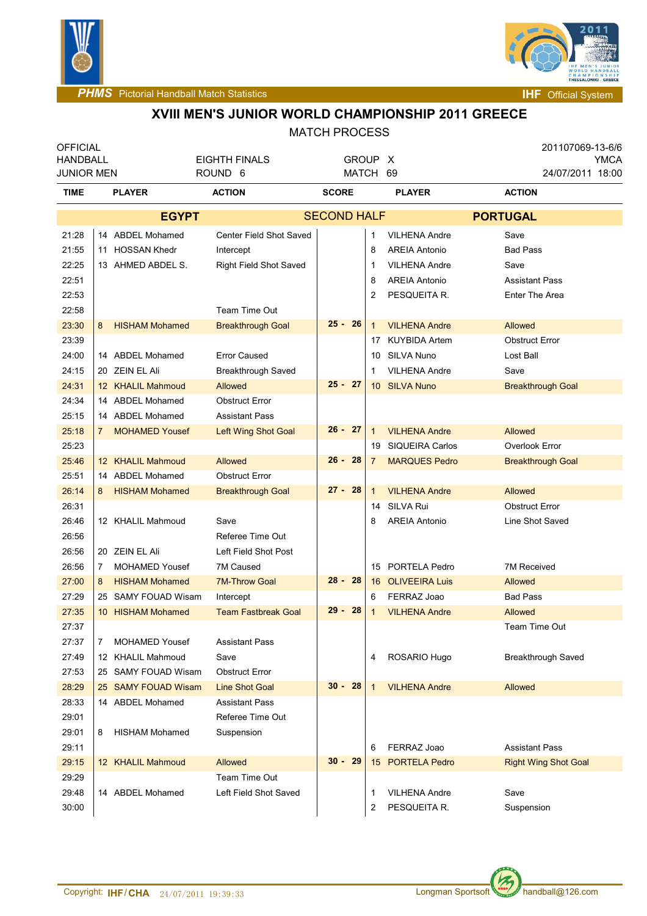# XVIII MEN'S JUNIOR WORLD CHAMPIONSHIP 2011 GREECE

MATCH PROCESS

| | | | |
|---|---|---|---|
| OFFICIAL | | | 201107069-13-6/6 |
| HANDBALL | EIGHTH FINALS | GROUP X | YMCA |
| JUNIOR MEN | ROUND 6 | MATCH 69 | 24/07/2011 18:00 |

| TIME | PLAYER | ACTION | SCORE | PLAYER | ACTION |
|---|---|---|---|---|---|
| | **EGYPT** | | **SECOND HALF** | | **PORTUGAL** |
| 21:28 | 14 ABDEL Mohamed | Center Field Shot Saved | | 1 VILHENA Andre | Save |
| 21:55 | 11 HOSSAN Khedr | Intercept | | 8 AREIA Antonio | Bad Pass |
| 22:25 | 13 AHMED ABDEL S. | Right Field Shot Saved | | 1 VILHENA Andre | Save |
| 22:51 | | | | 8 AREIA Antonio | Assistant Pass |
| 22:53 | | | | 2 PESQUEITA R. | Enter The Area |
| 22:58 | | Team Time Out | | | |
| 23:30 | 8 HISHAM Mohamed | Breakthrough Goal | 25 - 26 | 1 VILHENA Andre | Allowed |
| 23:39 | | | | 17 KUYBIDA Artem | Obstruct Error |
| 24:00 | 14 ABDEL Mohamed | Error Caused | | 10 SILVA Nuno | Lost Ball |
| 24:15 | 20 ZEIN EL Ali | Breakthrough Saved | | 1 VILHENA Andre | Save |
| 24:31 | 12 KHALIL Mahmoud | Allowed | 25 - 27 | 10 SILVA Nuno | Breakthrough Goal |
| 24:34 | 14 ABDEL Mohamed | Obstruct Error | | | |
| 25:15 | 14 ABDEL Mohamed | Assistant Pass | | | |
| 25:18 | 7 MOHAMED Yousef | Left Wing Shot Goal | 26 - 27 | 1 VILHENA Andre | Allowed |
| 25:23 | | | | 19 SIQUEIRA Carlos | Overlook Error |
| 25:46 | 12 KHALIL Mahmoud | Allowed | 26 - 28 | 7 MARQUES Pedro | Breakthrough Goal |
| 25:51 | 14 ABDEL Mohamed | Obstruct Error | | | |
| 26:14 | 8 HISHAM Mohamed | Breakthrough Goal | 27 - 28 | 1 VILHENA Andre | Allowed |
| 26:31 | | | | 14 SILVA Rui | Obstruct Error |
| 26:46 | 12 KHALIL Mahmoud | Save | | 8 AREIA Antonio | Line Shot Saved |
| 26:56 | | Referee Time Out | | | |
| 26:56 | 20 ZEIN EL Ali | Left Field Shot Post | | | |
| 26:56 | 7 MOHAMED Yousef | 7M Caused | | 15 PORTELA Pedro | 7M Received |
| 27:00 | 8 HISHAM Mohamed | 7M-Throw Goal | 28 - 28 | 16 OLIVEEIRA Luis | Allowed |
| 27:29 | 25 SAMY FOUAD Wisam | Intercept | | 6 FERRAZ Joao | Bad Pass |
| 27:35 | 10 HISHAM Mohamed | Team Fastbreak Goal | 29 - 28 | 1 VILHENA Andre | Allowed |
| 27:37 | | | | | Team Time Out |
| 27:37 | 7 MOHAMED Yousef | Assistant Pass | | | |
| 27:49 | 12 KHALIL Mahmoud | Save | | 4 ROSARIO Hugo | Breakthrough Saved |
| 27:53 | 25 SAMY FOUAD Wisam | Obstruct Error | | | |
| 28:29 | 25 SAMY FOUAD Wisam | Line Shot Goal | 30 - 28 | 1 VILHENA Andre | Allowed |
| 28:33 | 14 ABDEL Mohamed | Assistant Pass | | | |
| 29:01 | | Referee Time Out | | | |
| 29:01 | 8 HISHAM Mohamed | Suspension | | | |
| 29:11 | | | | 6 FERRAZ Joao | Assistant Pass |
| 29:15 | 12 KHALIL Mahmoud | Allowed | 30 - 29 | 15 PORTELA Pedro | Right Wing Shot Goal |
| 29:29 | | Team Time Out | | | |
| 29:48 | 14 ABDEL Mohamed | Left Field Shot Saved | | 1 VILHENA Andre | Save |
| 30:00 | | | | 2 PESQUEITA R. | Suspension |